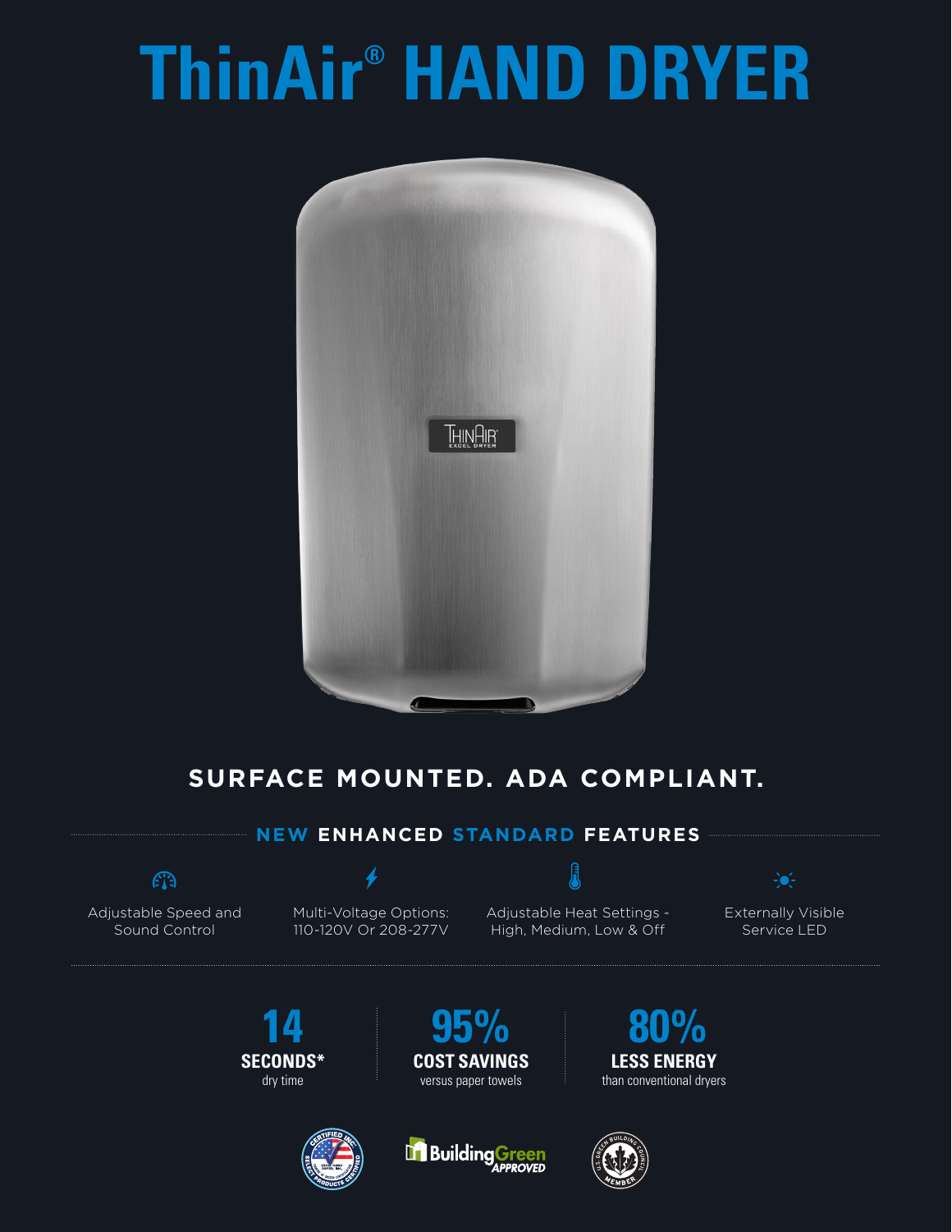# ThinAir® HAND DRYER

## SURFACE MOUNTED. ADA COMPLIANT.

### NEW ENHANCED STANDARD FEATURES

- Adjustable Speed and Sound Control
- Multi-Voltage Options: 110-120V Or 208-277V
- Adjustable Heat Settings - High, Medium, Low & Off
- Externally Visible Service LED

**14**
**SECONDS***
dry time

**95%**
**COST SAVINGS**
versus paper towels

**80%**
**LESS ENERGY**
than conventional dryers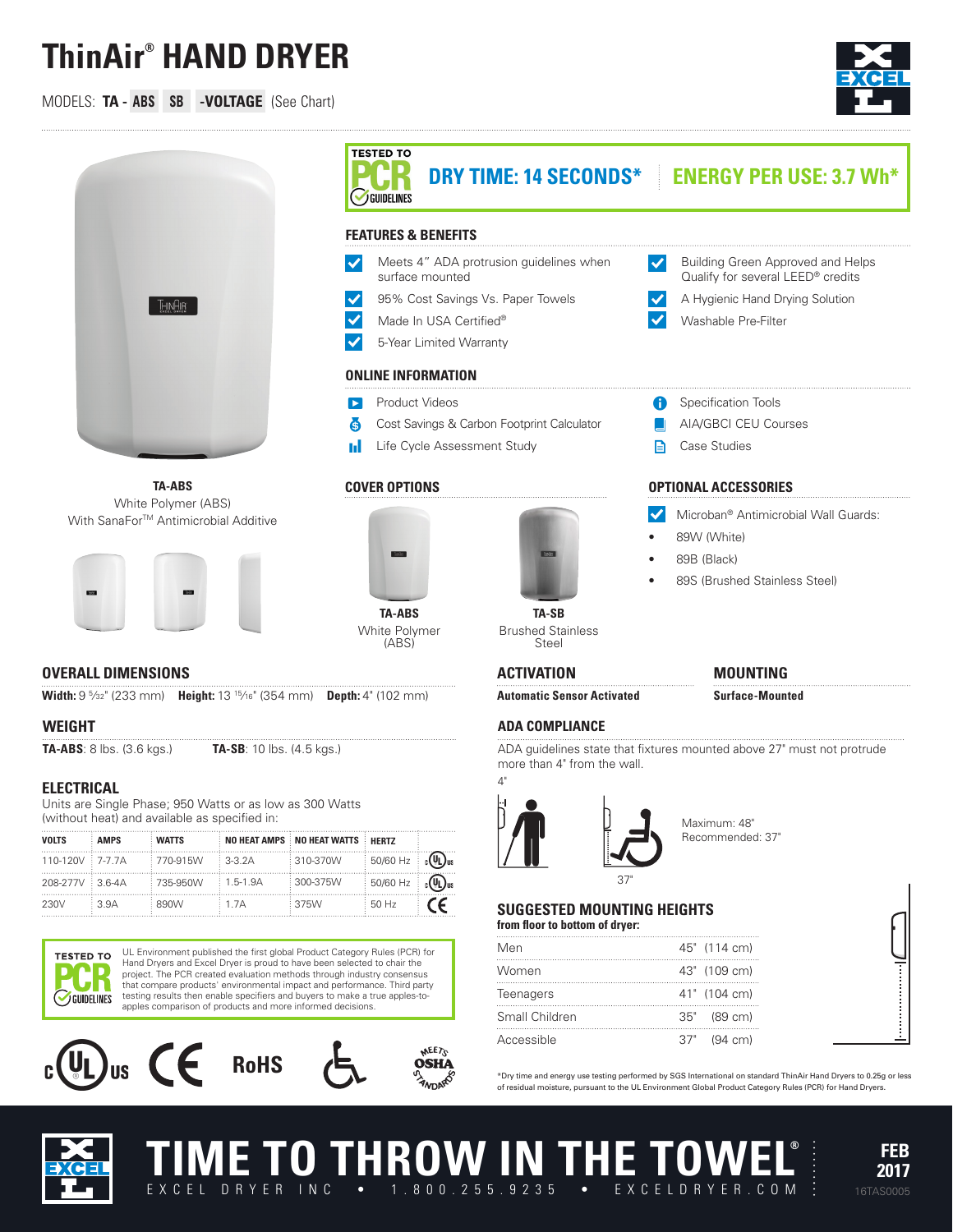# ThinAir® HAND DRYER

MODELS: **TA - ABS SB -VOLTAGE** (See Chart)

**TA-ABS**
White Polymer (ABS)
With SanaFor™ Antimicrobial Additive

TESTED TO PCR GUIDELINES

**DRY TIME: 14 SECONDS*** | **ENERGY PER USE: 3.7 Wh***

## FEATURES & BENEFITS

- Meets 4" ADA protrusion guidelines when surface mounted
- 95% Cost Savings Vs. Paper Towels
- Made In USA Certified®
- 5-Year Limited Warranty
- Building Green Approved and Helps Qualify for several LEED® credits
- A Hygienic Hand Drying Solution
- Washable Pre-Filter

## ONLINE INFORMATION

- Product Videos
- Cost Savings & Carbon Footprint Calculator
- Life Cycle Assessment Study
- Specification Tools
- AIA/GBCI CEU Courses
- Case Studies

## COVER OPTIONS

**TA-ABS**
White Polymer (ABS)

**TA-SB**
Brushed Stainless Steel

## OPTIONAL ACCESSORIES

Microban® Antimicrobial Wall Guards:

- 89W (White)
- 89B (Black)
- 89S (Brushed Stainless Steel)

## OVERALL DIMENSIONS

**Width:** 9 5/32" (233 mm) **Height:** 13 15/16" (354 mm) **Depth:** 4" (102 mm)

## WEIGHT

**TA-ABS**: 8 lbs. (3.6 kgs.) **TA-SB**: 10 lbs. (4.5 kgs.)

## ELECTRICAL

Units are Single Phase; 950 Watts or as low as 300 Watts (without heat) and available as specified in:

| VOLTS | AMPS | WATTS | NO HEAT AMPS | NO HEAT WATTS | HERTZ | |
|---|---|---|---|---|---|---|
| 110-120V | 7-7.7A | 770-915W | 3-3.2A | 310-370W | 50/60 Hz | cULus |
| 208-277V | 3.6-4A | 735-950W | 1.5-1.9A | 300-375W | 50/60 Hz | cULus |
| 230V | 3.9A | 890W | 1.7A | 375W | 50 Hz | CE |

TESTED TO PCR GUIDELINES

UL Environment published the first global Product Category Rules (PCR) for Hand Dryers and Excel Dryer is proud to have been selected to chair the project. The PCR created evaluation methods through industry consensus that compare products' environmental impact and performance. Third party testing results then enable specifiers and buyers to make a true apples-to-apples comparison of products and more informed decisions.

cULus CE RoHS MEETS OSHA STANDARDS

## ACTIVATION

**Automatic Sensor Activated**

## MOUNTING

**Surface-Mounted**

## ADA COMPLIANCE

ADA guidelines state that fixtures mounted above 27" must not protrude more than 4" from the wall.

4"

37"

Maximum: 48"
Recommended: 37"

## SUGGESTED MOUNTING HEIGHTS

**from floor to bottom of dryer:**

| | |
|---|---|
| Men | 45" (114 cm) |
| Women | 43" (109 cm) |
| Teenagers | 41" (104 cm) |
| Small Children | 35" (89 cm) |
| Accessible | 37" (94 cm) |

*Dry time and energy use testing performed by SGS International on standard ThinAir Hand Dryers to 0.25g or less of residual moisture, pursuant to the UL Environment Global Product Category Rules (PCR) for Hand Dryers.

**TIME TO THROW IN THE TOWEL®**
EXCEL DRYER INC • 1.800.255.9235 • EXCELDRYER.COM

FEB 2017
16TAS0005